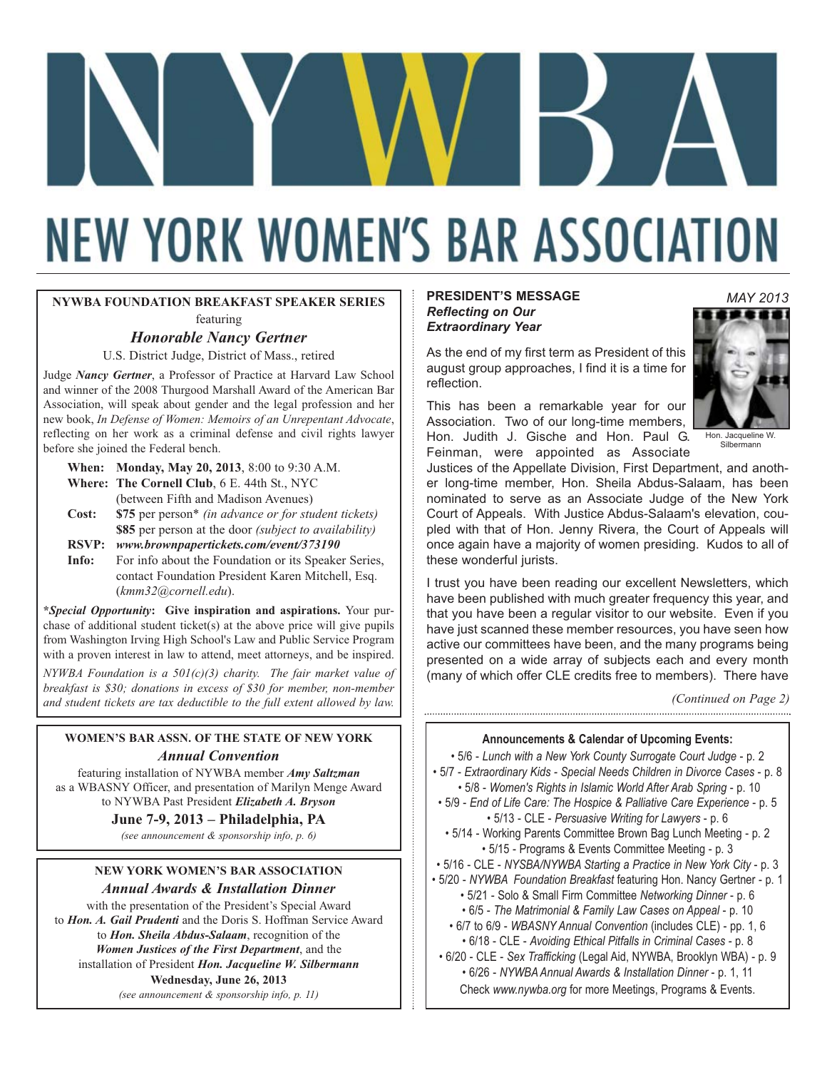# NEW YORK WOMEN'S BAR ASSOCIATION

## NYWBA FOUNDATION BREAKFAST SPEAKER SERIES

featuring

### *Honorable Nancy Gertner*

U.S. District Judge, District of Mass., retired

Judge ***Nancy Gertner***, a Professor of Practice at Harvard Law School and winner of the 2008 Thurgood Marshall Award of the American Bar Association, will speak about gender and the legal profession and her new book, *In Defense of Women: Memoirs of an Unrepentant Advocate*, reflecting on her work as a criminal defense and civil rights lawyer before she joined the Federal bench.

**When:** **Monday, May 20, 2013**, 8:00 to 9:30 A.M.
**Where:** **The Cornell Club**, 6 E. 44th St., NYC (between Fifth and Madison Avenues)
**Cost:** **$75** per person* *(in advance or for student tickets)*
**$85** per person at the door *(subject to availability)*
**RSVP:** ***www.brownpapertickets.com/event/373190***
**Info:** For info about the Foundation or its Speaker Series, contact Foundation President Karen Mitchell, Esq. (*kmm32@cornell.edu*).

****Special Opportunity*: Give inspiration and aspirations.** Your purchase of additional student ticket(s) at the above price will give pupils from Washington Irving High School's Law and Public Service Program with a proven interest in law to attend, meet attorneys, and be inspired.

*NYWBA Foundation is a 501(c)(3) charity. The fair market value of breakfast is $30; donations in excess of $30 for member, non-member and student tickets are tax deductible to the full extent allowed by law.*

## WOMEN'S BAR ASSN. OF THE STATE OF NEW YORK

### *Annual Convention*

featuring installation of NYWBA member ***Amy Saltzman*** as a WBASNY Officer, and presentation of Marilyn Menge Award to NYWBA Past President ***Elizabeth A. Bryson***

**June 7-9, 2013 – Philadelphia, PA**

*(see announcement & sponsorship info, p. 6)*

## NEW YORK WOMEN'S BAR ASSOCIATION

### *Annual Awards & Installation Dinner*

with the presentation of the President's Special Award to ***Hon. A. Gail Prudenti*** and the Doris S. Hoffman Service Award to ***Hon. Sheila Abdus-Salaam***, recognition of the ***Women Justices of the First Department***, and the installation of President ***Hon. Jacqueline W. Silbermann***

**Wednesday, June 26, 2013**

*(see announcement & sponsorship info, p. 11)*

## PRESIDENT'S MESSAGE
### *Reflecting on Our Extraordinary Year*

*MAY 2013*

Hon. Jacqueline W. Silbermann

As the end of my first term as President of this august group approaches, I find it is a time for reflection.

This has been a remarkable year for our Association. Two of our long-time members, Hon. Judith J. Gische and Hon. Paul G. Feinman, were appointed as Associate Justices of the Appellate Division, First Department, and another long-time member, Hon. Sheila Abdus-Salaam, has been nominated to serve as an Associate Judge of the New York Court of Appeals. With Justice Abdus-Salaam's elevation, coupled with that of Hon. Jenny Rivera, the Court of Appeals will once again have a majority of women presiding. Kudos to all of these wonderful jurists.

I trust you have been reading our excellent Newsletters, which have been published with much greater frequency this year, and that you have been a regular visitor to our website. Even if you have just scanned these member resources, you have seen how active our committees have been, and the many programs being presented on a wide array of subjects each and every month (many of which offer CLE credits free to members). There have

*(Continued on Page 2)*

### Announcements & Calendar of Upcoming Events:

- 5/6 - *Lunch with a New York County Surrogate Court Judge* - p. 2
- 5/7 - *Extraordinary Kids - Special Needs Children in Divorce Cases* - p. 8
- 5/8 - *Women's Rights in Islamic World After Arab Spring* - p. 10
- 5/9 - *End of Life Care: The Hospice & Palliative Care Experience* - p. 5
- 5/13 - CLE - *Persuasive Writing for Lawyers* - p. 6
- 5/14 - Working Parents Committee Brown Bag Lunch Meeting - p. 2
- 5/15 - Programs & Events Committee Meeting - p. 3
- 5/16 - CLE - *NYSBA/NYWBA Starting a Practice in New York City* - p. 3
- 5/20 - *NYWBA Foundation Breakfast* featuring Hon. Nancy Gertner - p. 1
- 5/21 - Solo & Small Firm Committee *Networking Dinner* - p. 6
- 6/5 - *The Matrimonial & Family Law Cases on Appeal* - p. 10
- 6/7 to 6/9 - *WBASNY Annual Convention* (includes CLE) - pp. 1, 6
- 6/18 - CLE - *Avoiding Ethical Pitfalls in Criminal Cases* - p. 8
- 6/20 - CLE - *Sex Trafficking* (Legal Aid, NYWBA, Brooklyn WBA) - p. 9
- 6/26 - *NYWBA Annual Awards & Installation Dinner* - p. 1, 11

Check *www.nywba.org* for more Meetings, Programs & Events.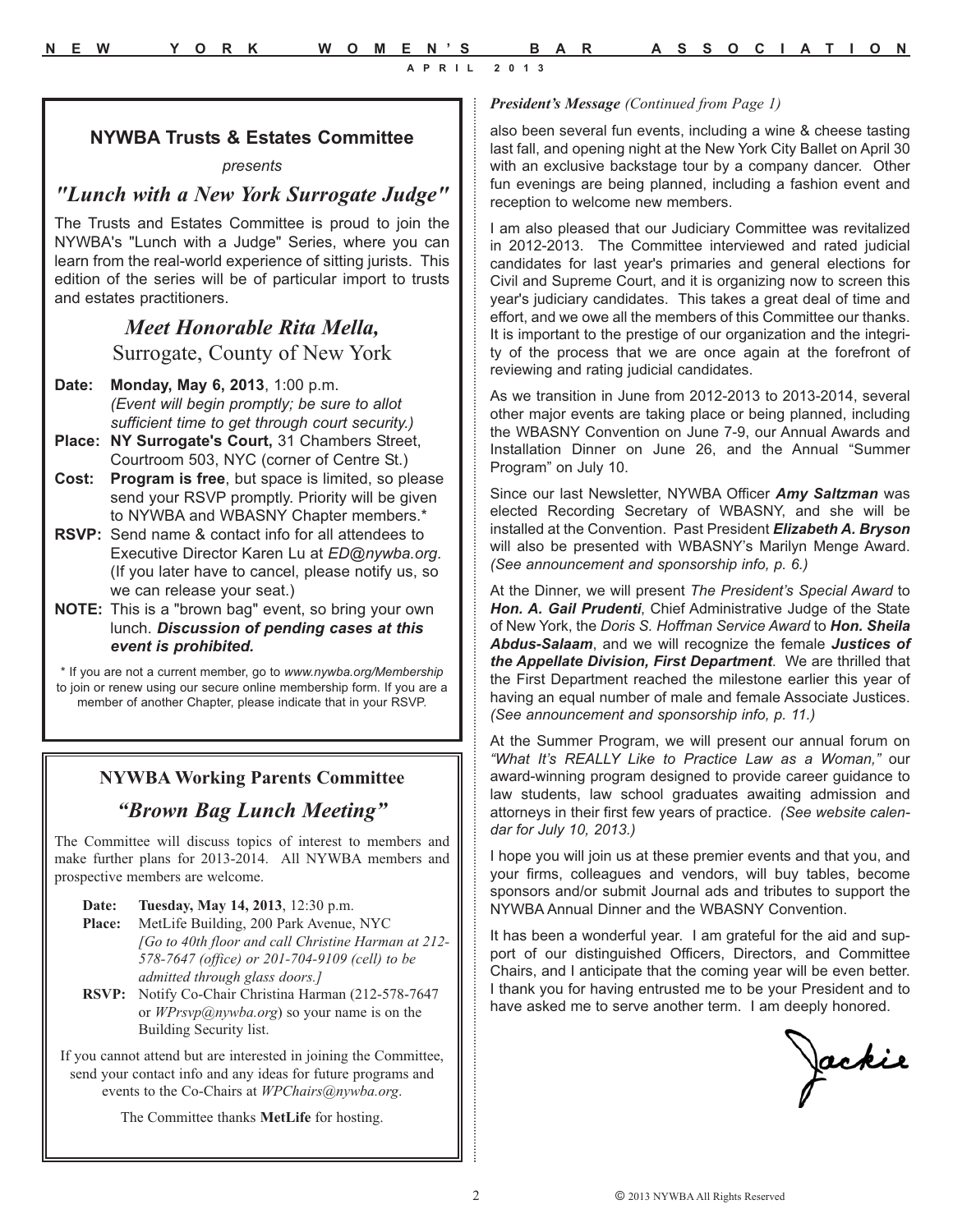## NYWBA Trusts & Estates Committee

*presents*

## *"Lunch with a New York Surrogate Judge"*

The Trusts and Estates Committee is proud to join the NYWBA's "Lunch with a Judge" Series, where you can learn from the real-world experience of sitting jurists. This edition of the series will be of particular import to trusts and estates practitioners.

### *Meet Honorable Rita Mella,*

### Surrogate, County of New York

**Date:** **Monday, May 6, 2013**, 1:00 p.m.
*(Event will begin promptly; be sure to allot sufficient time to get through court security.)*

**Place:** **NY Surrogate's Court,** 31 Chambers Street, Courtroom 503, NYC (corner of Centre St.)

**Cost:** **Program is free**, but space is limited, so please send your RSVP promptly. Priority will be given to NYWBA and WBASNY Chapter members.*

**RSVP:** Send name & contact info for all attendees to Executive Director Karen Lu at *ED@nywba.org*. (If you later have to cancel, please notify us, so we can release your seat.)

**NOTE:** This is a "brown bag" event, so bring your own lunch. ***Discussion of pending cases at this event is prohibited.***

* If you are not a current member, go to *www.nywba.org/Membership* to join or renew using our secure online membership form. If you are a member of another Chapter, please indicate that in your RSVP.

## NYWBA Working Parents Committee

## *"Brown Bag Lunch Meeting"*

The Committee will discuss topics of interest to members and make further plans for 2013-2014. All NYWBA members and prospective members are welcome.

**Date:** **Tuesday, May 14, 2013**, 12:30 p.m.

**Place:** MetLife Building, 200 Park Avenue, NYC
*[Go to 40th floor and call Christine Harman at 212-578-7647 (office) or 201-704-9109 (cell) to be admitted through glass doors.]*

**RSVP:** Notify Co-Chair Christina Harman (212-578-7647 or *WPrsvp@nywba.org*) so your name is on the Building Security list.

If you cannot attend but are interested in joining the Committee, send your contact info and any ideas for future programs and events to the Co-Chairs at *WPChairs@nywba.org*.

The Committee thanks **MetLife** for hosting.

***President's Message*** *(Continued from Page 1)*

also been several fun events, including a wine & cheese tasting last fall, and opening night at the New York City Ballet on April 30 with an exclusive backstage tour by a company dancer. Other fun evenings are being planned, including a fashion event and reception to welcome new members.

I am also pleased that our Judiciary Committee was revitalized in 2012-2013. The Committee interviewed and rated judicial candidates for last year's primaries and general elections for Civil and Supreme Court, and it is organizing now to screen this year's judiciary candidates. This takes a great deal of time and effort, and we owe all the members of this Committee our thanks. It is important to the prestige of our organization and the integrity of the process that we are once again at the forefront of reviewing and rating judicial candidates.

As we transition in June from 2012-2013 to 2013-2014, several other major events are taking place or being planned, including the WBASNY Convention on June 7-9, our Annual Awards and Installation Dinner on June 26, and the Annual "Summer Program" on July 10.

Since our last Newsletter, NYWBA Officer ***Amy Saltzman*** was elected Recording Secretary of WBASNY, and she will be installed at the Convention. Past President ***Elizabeth A. Bryson*** will also be presented with WBASNY's Marilyn Menge Award. *(See announcement and sponsorship info, p. 6.)*

At the Dinner, we will present *The President's Special Award* to ***Hon. A. Gail Prudenti***, Chief Administrative Judge of the State of New York, the *Doris S. Hoffman Service Award* to ***Hon. Sheila Abdus-Salaam***, and we will recognize the female ***Justices of the Appellate Division, First Department***. We are thrilled that the First Department reached the milestone earlier this year of having an equal number of male and female Associate Justices. *(See announcement and sponsorship info, p. 11.)*

At the Summer Program, we will present our annual forum on *"What It's REALLY Like to Practice Law as a Woman,"* our award-winning program designed to provide career guidance to law students, law school graduates awaiting admission and attorneys in their first few years of practice. *(See website calendar for July 10, 2013.)*

I hope you will join us at these premier events and that you, and your firms, colleagues and vendors, will buy tables, become sponsors and/or submit Journal ads and tributes to support the NYWBA Annual Dinner and the WBASNY Convention.

It has been a wonderful year. I am grateful for the aid and support of our distinguished Officers, Directors, and Committee Chairs, and I anticipate that the coming year will be even better. I thank you for having entrusted me to be your President and to have asked me to serve another term. I am deeply honored.

Jackie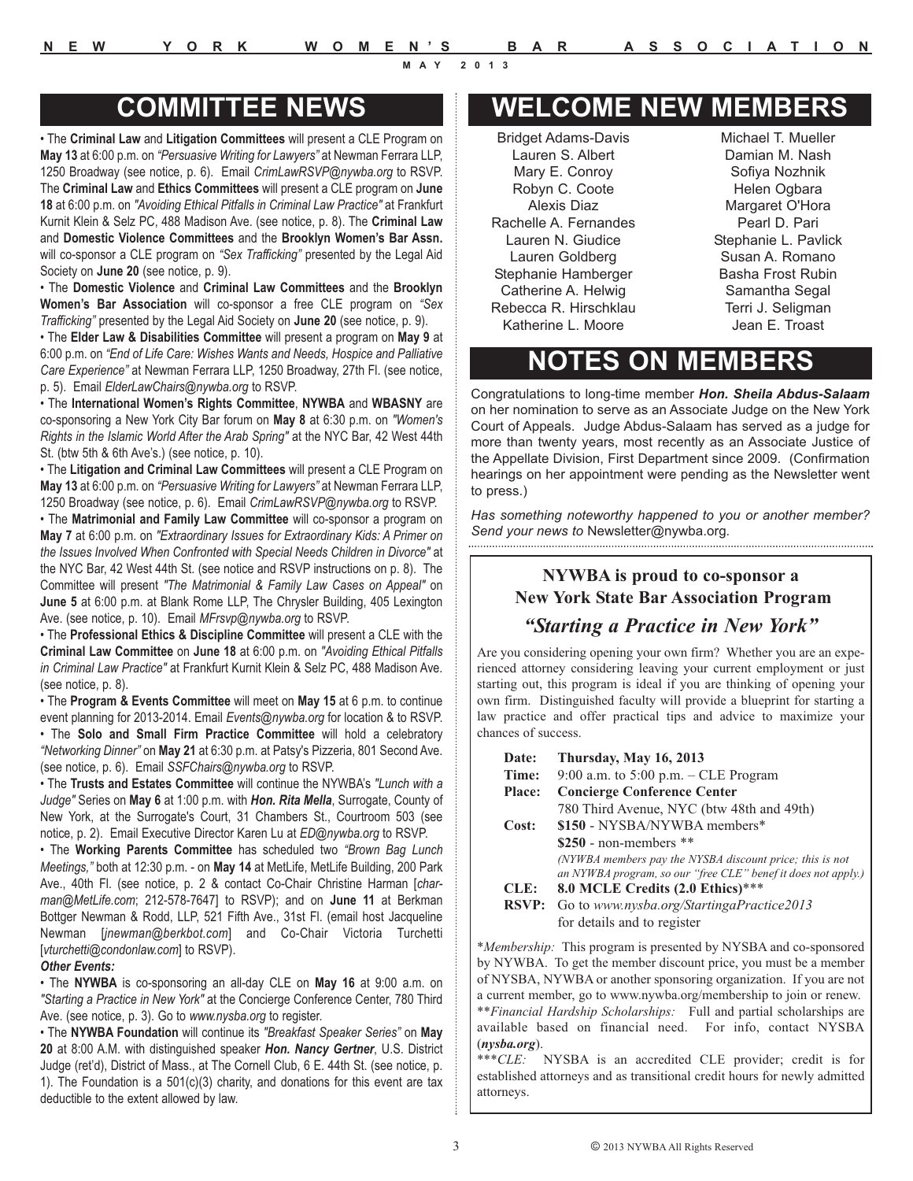# COMMITTEE NEWS

• The **Criminal Law** and **Litigation Committees** will present a CLE Program on **May 13** at 6:00 p.m. on *"Persuasive Writing for Lawyers"* at Newman Ferrara LLP, 1250 Broadway (see notice, p. 6). Email *CrimLawRSVP@nywba.org* to RSVP. The **Criminal Law** and **Ethics Committees** will present a CLE program on **June 18** at 6:00 p.m. on *"Avoiding Ethical Pitfalls in Criminal Law Practice"* at Frankfurt Kurnit Klein & Selz PC, 488 Madison Ave. (see notice, p. 8). The **Criminal Law** and **Domestic Violence Committees** and the **Brooklyn Women's Bar Assn.** will co-sponsor a CLE program on *"Sex Trafficking"* presented by the Legal Aid Society on **June 20** (see notice, p. 9).

• The **Domestic Violence** and **Criminal Law Committees** and the **Brooklyn Women's Bar Association** will co-sponsor a free CLE program on *"Sex Trafficking"* presented by the Legal Aid Society on **June 20** (see notice, p. 9).

• The **Elder Law & Disabilities Committee** will present a program on **May 9** at 6:00 p.m. on *"End of Life Care: Wishes Wants and Needs, Hospice and Palliative Care Experience"* at Newman Ferrara LLP, 1250 Broadway, 27th Fl. (see notice, p. 5). Email *ElderLawChairs@nywba.org* to RSVP.

• The **International Women's Rights Committee**, **NYWBA** and **WBASNY** are co-sponsoring a New York City Bar forum on **May 8** at 6:30 p.m. on *"Women's Rights in the Islamic World After the Arab Spring"* at the NYC Bar, 42 West 44th St. (btw 5th & 6th Ave's.) (see notice, p. 10).

• The **Litigation and Criminal Law Committees** will present a CLE Program on **May 13** at 6:00 p.m. on *"Persuasive Writing for Lawyers"* at Newman Ferrara LLP, 1250 Broadway (see notice, p. 6). Email *CrimLawRSVP@nywba.org* to RSVP.

• The **Matrimonial and Family Law Committee** will co-sponsor a program on **May 7** at 6:00 p.m. on *"Extraordinary Issues for Extraordinary Kids: A Primer on the Issues Involved When Confronted with Special Needs Children in Divorce"* at the NYC Bar, 42 West 44th St. (see notice and RSVP instructions on p. 8). The Committee will present *"The Matrimonial & Family Law Cases on Appeal"* on **June 5** at 6:00 p.m. at Blank Rome LLP, The Chrysler Building, 405 Lexington Ave. (see notice, p. 10). Email *MFrsvp@nywba.org* to RSVP.

• The **Professional Ethics & Discipline Committee** will present a CLE with the **Criminal Law Committee** on **June 18** at 6:00 p.m. on *"Avoiding Ethical Pitfalls in Criminal Law Practice"* at Frankfurt Kurnit Klein & Selz PC, 488 Madison Ave. (see notice, p. 8).

• The **Program & Events Committee** will meet on **May 15** at 6 p.m. to continue event planning for 2013-2014. Email *Events@nywba.org* for location & to RSVP.

• The **Solo and Small Firm Practice Committee** will hold a celebratory *"Networking Dinner"* on **May 21** at 6:30 p.m. at Patsy's Pizzeria, 801 Second Ave. (see notice, p. 6). Email *SSFChairs@nywba.org* to RSVP.

• The **Trusts and Estates Committee** will continue the NYWBA's *"Lunch with a Judge"* Series on **May 6** at 1:00 p.m. with ***Hon. Rita Mella***, Surrogate, County of New York, at the Surrogate's Court, 31 Chambers St., Courtroom 503 (see notice, p. 2). Email Executive Director Karen Lu at *ED@nywba.org* to RSVP.

• The **Working Parents Committee** has scheduled two *"Brown Bag Lunch Meetings,"* both at 12:30 p.m. - on **May 14** at MetLife, MetLife Building, 200 Park Ave., 40th Fl. (see notice, p. 2 & contact Co-Chair Christine Harman [*charman@MetLife.com*; 212-578-7647] to RSVP); and on **June 11** at Berkman Bottger Newman & Rodd, LLP, 521 Fifth Ave., 31st Fl. (email host Jacqueline Newman [*jnewman@berkbot.com*] and Co-Chair Victoria Turchetti [*vturchetti@condonlaw.com*] to RSVP).

***Other Events:***

• The **NYWBA** is co-sponsoring an all-day CLE on **May 16** at 9:00 a.m. on *"Starting a Practice in New York"* at the Concierge Conference Center, 780 Third Ave. (see notice, p. 3). Go to *www.nysba.org* to register.

• The **NYWBA Foundation** will continue its *"Breakfast Speaker Series"* on **May 20** at 8:00 A.M. with distinguished speaker ***Hon. Nancy Gertner***, U.S. District Judge (ret'd), District of Mass., at The Cornell Club, 6 E. 44th St. (see notice, p. 1). The Foundation is a 501(c)(3) charity, and donations for this event are tax deductible to the extent allowed by law.

# WELCOME NEW MEMBERS

Bridget Adams-Davis
Lauren S. Albert
Mary E. Conroy
Robyn C. Coote
Alexis Diaz
Rachelle A. Fernandes
Lauren N. Giudice
Lauren Goldberg
Stephanie Hamberger
Catherine A. Helwig
Rebecca R. Hirschklau
Katherine L. Moore
Michael T. Mueller
Damian M. Nash
Sofiya Nozhnik
Helen Ogbara
Margaret O'Hora
Pearl D. Pari
Stephanie L. Pavlick
Susan A. Romano
Basha Frost Rubin
Samantha Segal
Terri J. Seligman
Jean E. Troast

# NOTES ON MEMBERS

Congratulations to long-time member ***Hon. Sheila Abdus-Salaam*** on her nomination to serve as an Associate Judge on the New York Court of Appeals. Judge Abdus-Salaam has served as a judge for more than twenty years, most recently as an Associate Justice of the Appellate Division, First Department since 2009. (Confirmation hearings on her appointment were pending as the Newsletter went to press.)

*Has something noteworthy happened to you or another member? Send your news to* Newsletter@nywba.org.

## NYWBA is proud to co-sponsor a New York State Bar Association Program

## *"Starting a Practice in New York"*

Are you considering opening your own firm? Whether you are an experienced attorney considering leaving your current employment or just starting out, this program is ideal if you are thinking of opening your own firm. Distinguished faculty will provide a blueprint for starting a law practice and offer practical tips and advice to maximize your chances of success.

**Date:** **Thursday, May 16, 2013**
**Time:** 9:00 a.m. to 5:00 p.m. – CLE Program
**Place:** **Concierge Conference Center**
780 Third Avenue, NYC (btw 48th and 49th)
**Cost:** **$150** - NYSBA/NYWBA members*
**$250** - non-members **
*(NYWBA members pay the NYSBA discount price; this is not an NYWBA program, so our "free CLE" benefit does not apply.)*
**CLE:** **8.0 MCLE Credits (2.0 Ethics)*****
**RSVP:** Go to *www.nysba.org/StartingaPractice2013* for details and to register

**Membership:* This program is presented by NYSBA and co-sponsored by NYWBA. To get the member discount price, you must be a member of NYSBA, NYWBA or another sponsoring organization. If you are not a current member, go to www.nywba.org/membership to join or renew.

***Financial Hardship Scholarships:* Full and partial scholarships are available based on financial need. For info, contact NYSBA (***nysba.org***).

****CLE:* NYSBA is an accredited CLE provider; credit is for established attorneys and as transitional credit hours for newly admitted attorneys.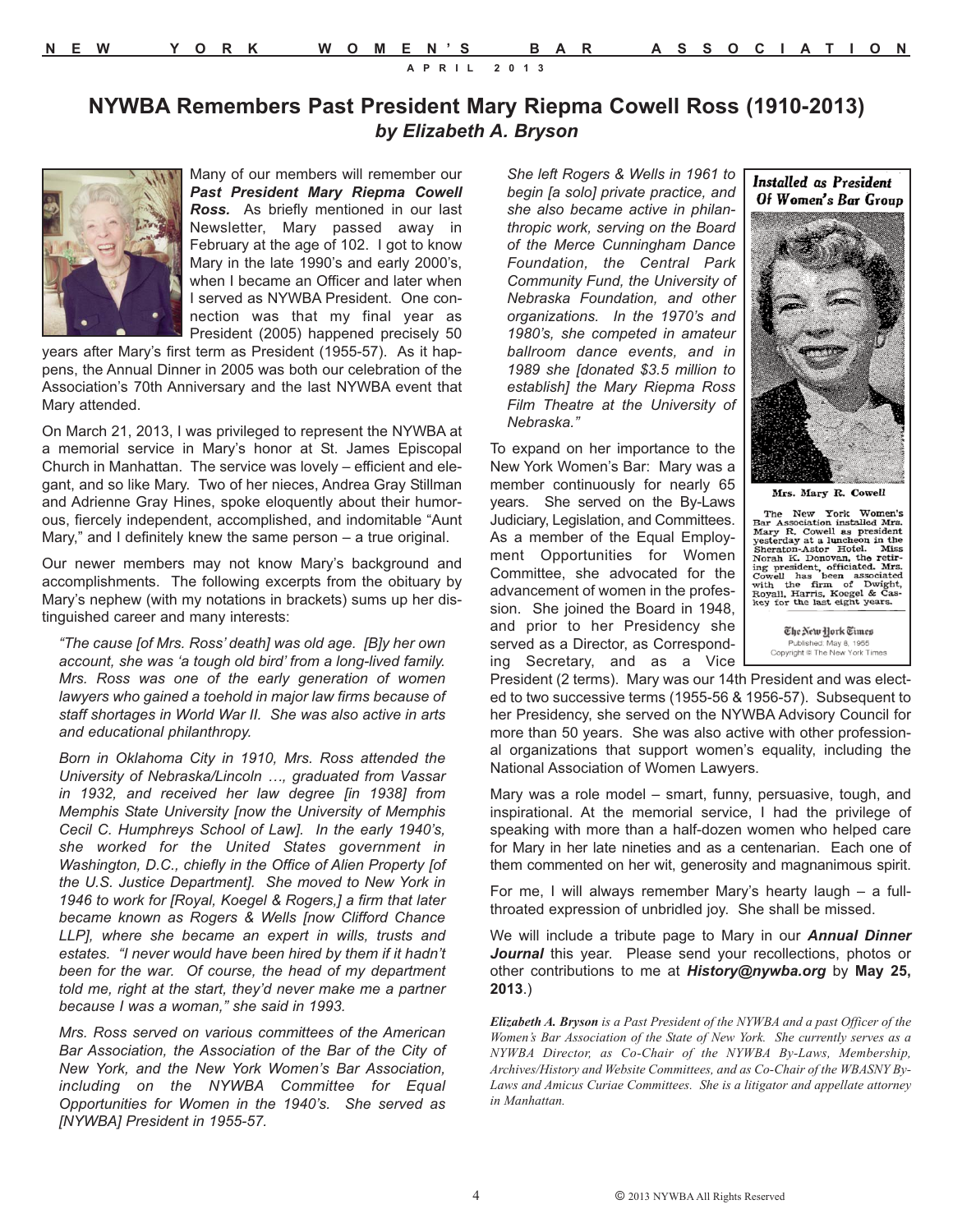# NYWBA Remembers Past President Mary Riepma Cowell Ross (1910-2013)

***by Elizabeth A. Bryson***

Many of our members will remember our ***Past President Mary Riepma Cowell Ross.*** As briefly mentioned in our last Newsletter, Mary passed away in February at the age of 102. I got to know Mary in the late 1990's and early 2000's, when I became an Officer and later when I served as NYWBA President. One connection was that my final year as President (2005) happened precisely 50 years after Mary's first term as President (1955-57). As it happens, the Annual Dinner in 2005 was both our celebration of the Association's 70th Anniversary and the last NYWBA event that Mary attended.

On March 21, 2013, I was privileged to represent the NYWBA at a memorial service in Mary's honor at St. James Episcopal Church in Manhattan. The service was lovely – efficient and elegant, and so like Mary. Two of her nieces, Andrea Gray Stillman and Adrienne Gray Hines, spoke eloquently about their humorous, fiercely independent, accomplished, and indomitable "Aunt Mary," and I definitely knew the same person – a true original.

Our newer members may not know Mary's background and accomplishments. The following excerpts from the obituary by Mary's nephew (with my notations in brackets) sums up her distinguished career and many interests:

> *"The cause [of Mrs. Ross' death] was old age. [B]y her own account, she was 'a tough old bird' from a long-lived family. Mrs. Ross was one of the early generation of women lawyers who gained a toehold in major law firms because of staff shortages in World War II. She was also active in arts and educational philanthropy.*
>
> *Born in Oklahoma City in 1910, Mrs. Ross attended the University of Nebraska/Lincoln …, graduated from Vassar in 1932, and received her law degree [in 1938] from Memphis State University [now the University of Memphis Cecil C. Humphreys School of Law]. In the early 1940's, she worked for the United States government in Washington, D.C., chiefly in the Office of Alien Property [of the U.S. Justice Department]. She moved to New York in 1946 to work for [Royal, Koegel & Rogers,] a firm that later became known as Rogers & Wells [now Clifford Chance LLP], where she became an expert in wills, trusts and estates. "I never would have been hired by them if it hadn't been for the war. Of course, the head of my department told me, right at the start, they'd never make me a partner because I was a woman," she said in 1993.*
>
> *Mrs. Ross served on various committees of the American Bar Association, the Association of the Bar of the City of New York, and the New York Women's Bar Association, including on the NYWBA Committee for Equal Opportunities for Women in the 1940's. She served as [NYWBA] President in 1955-57.*
>
> *She left Rogers & Wells in 1961 to begin [a solo] private practice, and she also became active in philanthropic work, serving on the Board of the Merce Cunningham Dance Foundation, the Central Park Community Fund, the University of Nebraska Foundation, and other organizations. In the 1970's and 1980's, she competed in amateur ballroom dance events, and in 1989 she [donated $3.5 million to establish] the Mary Riepma Ross Film Theatre at the University of Nebraska."*

**Installed as President Of Women's Bar Group**

Mrs. Mary R. Cowell

The New York Women's Bar Association installed Mrs. Mary R. Cowell as president yesterday at a luncheon in the Sheraton-Astor Hotel. Miss Norah K. Donovan, the retiring president, officiated. Mrs. Cowell has been associated with the firm of Dwight, Royall, Harris, Koegel & Caskey for the last eight years.

The New York Times
Published: May 8, 1955
Copyright © The New York Times

To expand on her importance to the New York Women's Bar: Mary was a member continuously for nearly 65 years. She served on the By-Laws Judiciary, Legislation, and Committees. As a member of the Equal Employment Opportunities for Women Committee, she advocated for the advancement of women in the profession. She joined the Board in 1948, and prior to her Presidency she served as a Director, as Corresponding Secretary, and as a Vice President (2 terms). Mary was our 14th President and was elected to two successive terms (1955-56 & 1956-57). Subsequent to her Presidency, she served on the NYWBA Advisory Council for more than 50 years. She was also active with other professional organizations that support women's equality, including the National Association of Women Lawyers.

Mary was a role model – smart, funny, persuasive, tough, and inspirational. At the memorial service, I had the privilege of speaking with more than a half-dozen women who helped care for Mary in her late nineties and as a centenarian. Each one of them commented on her wit, generosity and magnanimous spirit.

For me, I will always remember Mary's hearty laugh – a full-throated expression of unbridled joy. She shall be missed.

We will include a tribute page to Mary in our ***Annual Dinner Journal*** this year. Please send your recollections, photos or other contributions to me at ***History@nywba.org*** by **May 25, 2013**.)

***Elizabeth A. Bryson*** *is a Past President of the NYWBA and a past Officer of the Women's Bar Association of the State of New York. She currently serves as a NYWBA Director, as Co-Chair of the NYWBA By-Laws, Membership, Archives/History and Website Committees, and as Co-Chair of the WBASNY By-Laws and Amicus Curiae Committees. She is a litigator and appellate attorney in Manhattan.*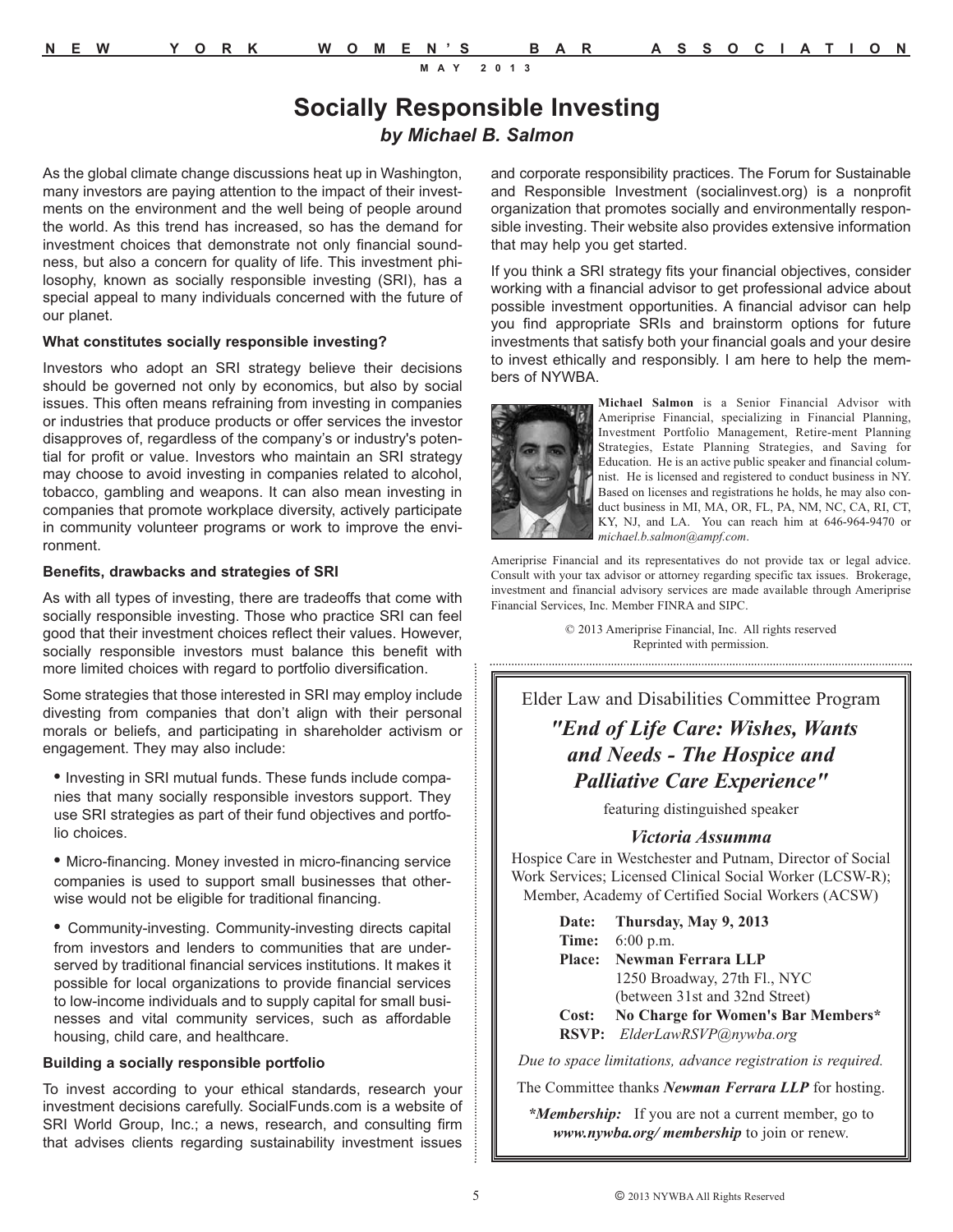# Socially Responsible Investing

### *by Michael B. Salmon*

As the global climate change discussions heat up in Washington, many investors are paying attention to the impact of their investments on the environment and the well being of people around the world. As this trend has increased, so has the demand for investment choices that demonstrate not only financial soundness, but also a concern for quality of life. This investment philosophy, known as socially responsible investing (SRI), has a special appeal to many individuals concerned with the future of our planet.

**What constitutes socially responsible investing?**

Investors who adopt an SRI strategy believe their decisions should be governed not only by economics, but also by social issues. This often means refraining from investing in companies or industries that produce products or offer services the investor disapproves of, regardless of the company's or industry's potential for profit or value. Investors who maintain an SRI strategy may choose to avoid investing in companies related to alcohol, tobacco, gambling and weapons. It can also mean investing in companies that promote workplace diversity, actively participate in community volunteer programs or work to improve the environment.

**Benefits, drawbacks and strategies of SRI**

As with all types of investing, there are tradeoffs that come with socially responsible investing. Those who practice SRI can feel good that their investment choices reflect their values. However, socially responsible investors must balance this benefit with more limited choices with regard to portfolio diversification.

Some strategies that those interested in SRI may employ include divesting from companies that don't align with their personal morals or beliefs, and participating in shareholder activism or engagement. They may also include:

- Investing in SRI mutual funds. These funds include companies that many socially responsible investors support. They use SRI strategies as part of their fund objectives and portfolio choices.
- Micro-financing. Money invested in micro-financing service companies is used to support small businesses that otherwise would not be eligible for traditional financing.
- Community-investing. Community-investing directs capital from investors and lenders to communities that are underserved by traditional financial services institutions. It makes it possible for local organizations to provide financial services to low-income individuals and to supply capital for small businesses and vital community services, such as affordable housing, child care, and healthcare.

**Building a socially responsible portfolio**

To invest according to your ethical standards, research your investment decisions carefully. SocialFunds.com is a website of SRI World Group, Inc.; a news, research, and consulting firm that advises clients regarding sustainability investment issues and corporate responsibility practices. The Forum for Sustainable and Responsible Investment (socialinvest.org) is a nonprofit organization that promotes socially and environmentally responsible investing. Their website also provides extensive information that may help you get started.

If you think a SRI strategy fits your financial objectives, consider working with a financial advisor to get professional advice about possible investment opportunities. A financial advisor can help you find appropriate SRIs and brainstorm options for future investments that satisfy both your financial goals and your desire to invest ethically and responsibly. I am here to help the members of NYWBA.

**Michael Salmon** is a Senior Financial Advisor with Ameriprise Financial, specializing in Financial Planning, Investment Portfolio Management, Retire-ment Planning Strategies, Estate Planning Strategies, and Saving for Education. He is an active public speaker and financial columnist. He is licensed and registered to conduct business in NY. Based on licenses and registrations he holds, he may also conduct business in MI, MA, OR, FL, PA, NM, NC, CA, RI, CT, KY, NJ, and LA. You can reach him at 646-964-9470 or *michael.b.salmon@ampf.com*.

Ameriprise Financial and its representatives do not provide tax or legal advice. Consult with your tax advisor or attorney regarding specific tax issues. Brokerage, investment and financial advisory services are made available through Ameriprise Financial Services, Inc. Member FINRA and SIPC.

© 2013 Ameriprise Financial, Inc. All rights reserved
Reprinted with permission.

---

Elder Law and Disabilities Committee Program

## *"End of Life Care: Wishes, Wants and Needs - The Hospice and Palliative Care Experience"*

featuring distinguished speaker

### *Victoria Assumma*

Hospice Care in Westchester and Putnam, Director of Social Work Services; Licensed Clinical Social Worker (LCSW-R); Member, Academy of Certified Social Workers (ACSW)

**Date:** **Thursday, May 9, 2013**
**Time:** 6:00 p.m.
**Place:** **Newman Ferrara LLP**
1250 Broadway, 27th Fl., NYC
(between 31st and 32nd Street)
**Cost:** **No Charge for Women's Bar Members***
**RSVP:** *ElderLawRSVP@nywba.org*

*Due to space limitations, advance registration is required.*

The Committee thanks ***Newman Ferrara LLP*** for hosting.

****Membership:*** If you are not a current member, go to ***www.nywba.org/ membership*** to join or renew.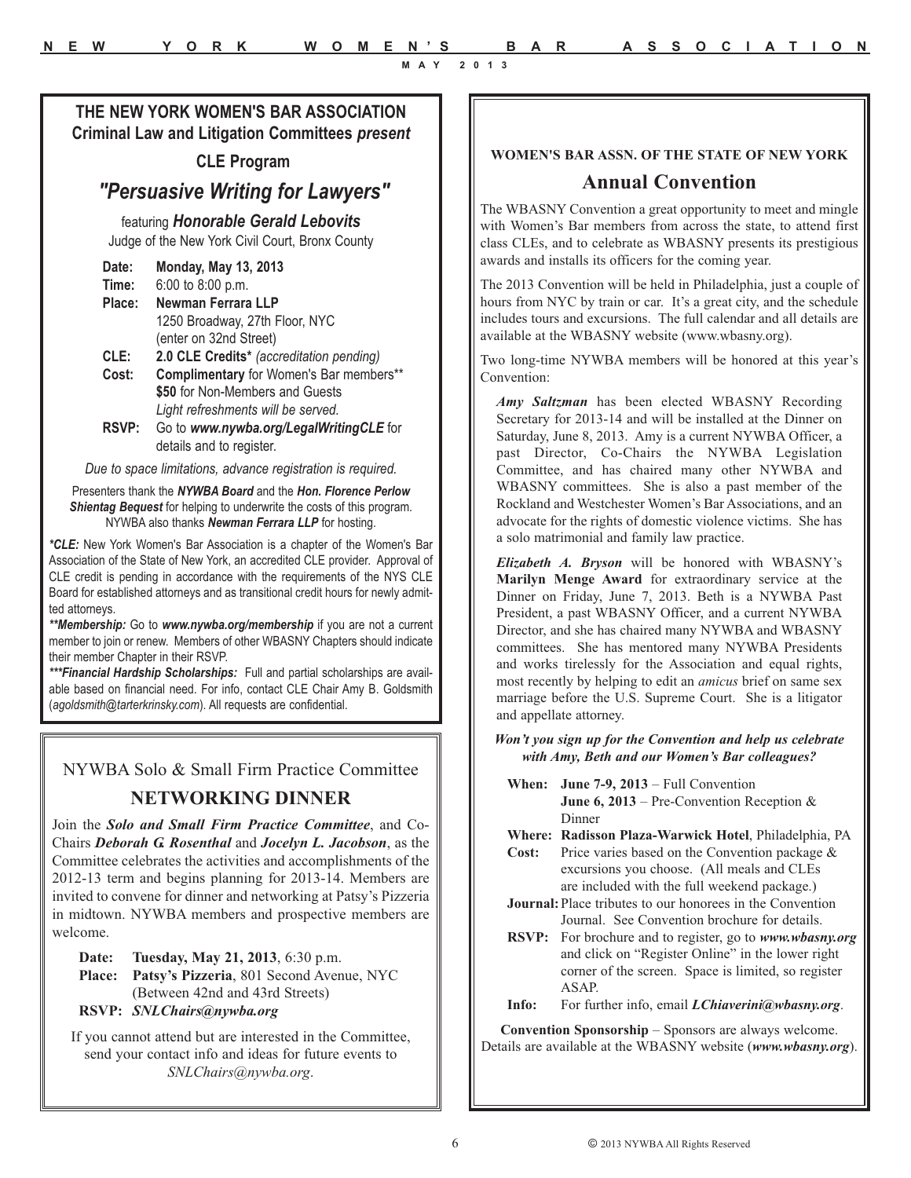## THE NEW YORK WOMEN'S BAR ASSOCIATION
### Criminal Law and Litigation Committees *present*

### CLE Program

## *"Persuasive Writing for Lawyers"*

featuring ***Honorable Gerald Lebovits***
Judge of the New York Civil Court, Bronx County

**Date:** **Monday, May 13, 2013**
**Time:** 6:00 to 8:00 p.m.
**Place:** **Newman Ferrara LLP**
1250 Broadway, 27th Floor, NYC
(enter on 32nd Street)
**CLE:** **2.0 CLE Credits*** *(accreditation pending)*
**Cost:** **Complimentary** for Women's Bar members**
**$50** for Non-Members and Guests
*Light refreshments will be served.*
**RSVP:** Go to ***www.nywba.org/LegalWritingCLE*** for details and to register.

*Due to space limitations, advance registration is required.*

Presenters thank the ***NYWBA Board*** and the ***Hon. Florence Perlow Shientag Bequest*** for helping to underwrite the costs of this program. NYWBA also thanks ***Newman Ferrara LLP*** for hosting.

***CLE:*** New York Women's Bar Association is a chapter of the Women's Bar Association of the State of New York, an accredited CLE provider. Approval of CLE credit is pending in accordance with the requirements of the NYS CLE Board for established attorneys and as transitional credit hours for newly admitted attorneys.

*****Membership:*** Go to ***www.nywba.org/membership*** if you are not a current member to join or renew. Members of other WBASNY Chapters should indicate their member Chapter in their RSVP.

******Financial Hardship Scholarships:*** Full and partial scholarships are available based on financial need. For info, contact CLE Chair Amy B. Goldsmith (*agoldsmith@tarterkrinsky.com*). All requests are confidential.

---

### NYWBA Solo & Small Firm Practice Committee

## NETWORKING DINNER

Join the ***Solo and Small Firm Practice Committee***, and Co-Chairs ***Deborah G. Rosenthal*** and ***Jocelyn L. Jacobson***, as the Committee celebrates the activities and accomplishments of the 2012-13 term and begins planning for 2013-14. Members are invited to convene for dinner and networking at Patsy's Pizzeria in midtown. NYWBA members and prospective members are welcome.

**Date:** **Tuesday, May 21, 2013**, 6:30 p.m.
**Place:** **Patsy's Pizzeria**, 801 Second Avenue, NYC
(Between 42nd and 43rd Streets)
**RSVP:** ***SNLChairs@nywba.org***

If you cannot attend but are interested in the Committee, send your contact info and ideas for future events to *SNLChairs@nywba.org*.

---

### WOMEN'S BAR ASSN. OF THE STATE OF NEW YORK

## Annual Convention

The WBASNY Convention a great opportunity to meet and mingle with Women's Bar members from across the state, to attend first class CLEs, and to celebrate as WBASNY presents its prestigious awards and installs its officers for the coming year.

The 2013 Convention will be held in Philadelphia, just a couple of hours from NYC by train or car. It's a great city, and the schedule includes tours and excursions. The full calendar and all details are available at the WBASNY website (www.wbasny.org).

Two long-time NYWBA members will be honored at this year's Convention:

***Amy Saltzman*** has been elected WBASNY Recording Secretary for 2013-14 and will be installed at the Dinner on Saturday, June 8, 2013. Amy is a current NYWBA Officer, a past Director, Co-Chairs the NYWBA Legislation Committee, and has chaired many other NYWBA and WBASNY committees. She is also a past member of the Rockland and Westchester Women's Bar Associations, and an advocate for the rights of domestic violence victims. She has a solo matrimonial and family law practice.

***Elizabeth A. Bryson*** will be honored with WBASNY's **Marilyn Menge Award** for extraordinary service at the Dinner on Friday, June 7, 2013. Beth is a NYWBA Past President, a past WBASNY Officer, and a current NYWBA Director, and she has chaired many NYWBA and WBASNY committees. She has mentored many NYWBA Presidents and works tirelessly for the Association and equal rights, most recently by helping to edit an *amicus* brief on same sex marriage before the U.S. Supreme Court. She is a litigator and appellate attorney.

***Won't you sign up for the Convention and help us celebrate with Amy, Beth and our Women's Bar colleagues?***

**When:** **June 7-9, 2013** – Full Convention
**June 6, 2013** – Pre-Convention Reception & Dinner
**Where:** **Radisson Plaza-Warwick Hotel**, Philadelphia, PA
**Cost:** Price varies based on the Convention package & excursions you choose. (All meals and CLEs are included with the full weekend package.)
**Journal:** Place tributes to our honorees in the Convention Journal. See Convention brochure for details.
**RSVP:** For brochure and to register, go to ***www.wbasny.org*** and click on "Register Online" in the lower right corner of the screen. Space is limited, so register ASAP.
**Info:** For further info, email ***LChiaverini@wbasny.org***.

**Convention Sponsorship** – Sponsors are always welcome. Details are available at the WBASNY website (***www.wbasny.org***).

© 2013 NYWBA All Rights Reserved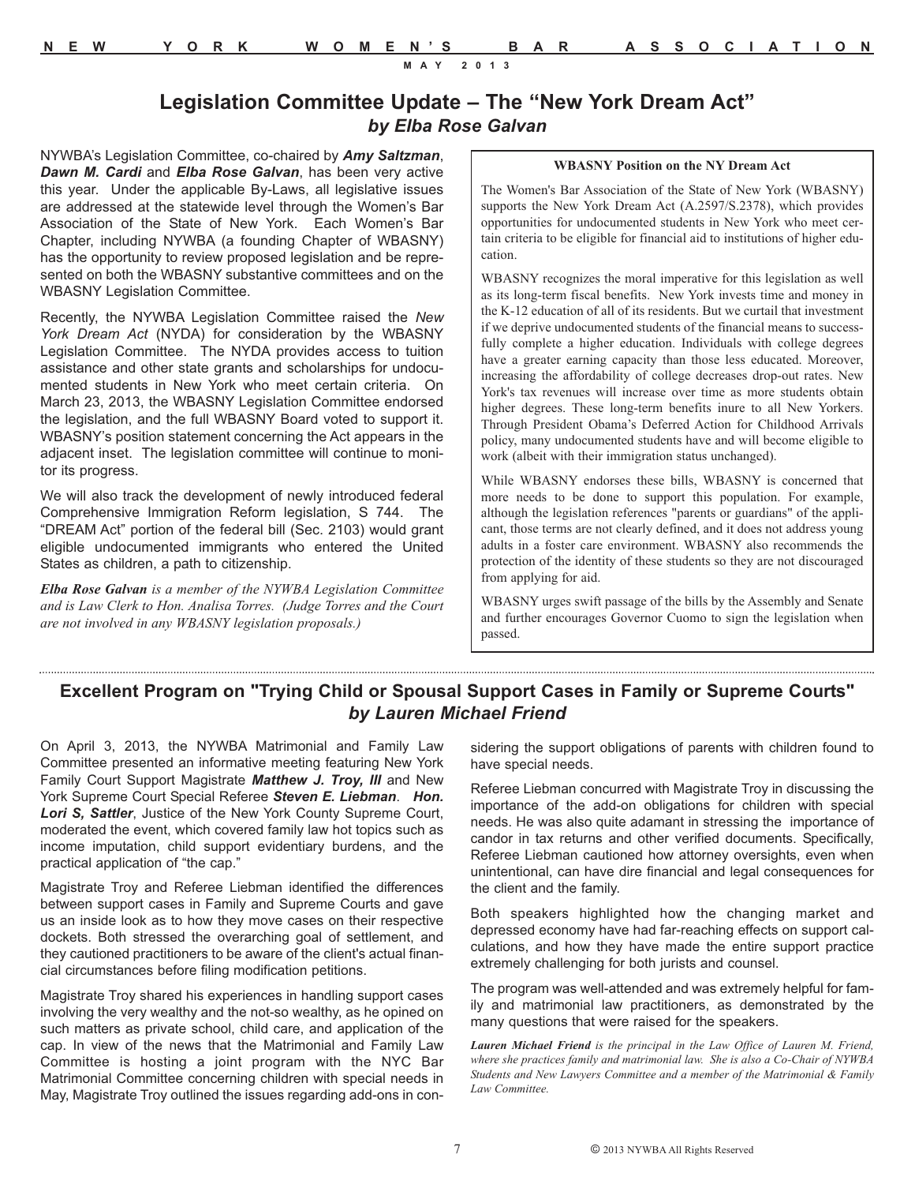## Legislation Committee Update – The "New York Dream Act"

***by Elba Rose Galvan***

NYWBA's Legislation Committee, co-chaired by ***Amy Saltzman***, ***Dawn M. Cardi*** and ***Elba Rose Galvan***, has been very active this year. Under the applicable By-Laws, all legislative issues are addressed at the statewide level through the Women's Bar Association of the State of New York. Each Women's Bar Chapter, including NYWBA (a founding Chapter of WBASNY) has the opportunity to review proposed legislation and be represented on both the WBASNY substantive committees and on the WBASNY Legislation Committee.

Recently, the NYWBA Legislation Committee raised the *New York Dream Act* (NYDA) for consideration by the WBASNY Legislation Committee. The NYDA provides access to tuition assistance and other state grants and scholarships for undocumented students in New York who meet certain criteria. On March 23, 2013, the WBASNY Legislation Committee endorsed the legislation, and the full WBASNY Board voted to support it. WBASNY's position statement concerning the Act appears in the adjacent inset. The legislation committee will continue to monitor its progress.

We will also track the development of newly introduced federal Comprehensive Immigration Reform legislation, S 744. The "DREAM Act" portion of the federal bill (Sec. 2103) would grant eligible undocumented immigrants who entered the United States as children, a path to citizenship.

***Elba Rose Galvan*** *is a member of the NYWBA Legislation Committee and is Law Clerk to Hon. Analisa Torres. (Judge Torres and the Court are not involved in any WBASNY legislation proposals.)*

**WBASNY Position on the NY Dream Act**

The Women's Bar Association of the State of New York (WBASNY) supports the New York Dream Act (A.2597/S.2378), which provides opportunities for undocumented students in New York who meet certain criteria to be eligible for financial aid to institutions of higher education.

WBASNY recognizes the moral imperative for this legislation as well as its long-term fiscal benefits. New York invests time and money in the K-12 education of all of its residents. But we curtail that investment if we deprive undocumented students of the financial means to successfully complete a higher education. Individuals with college degrees have a greater earning capacity than those less educated. Moreover, increasing the affordability of college decreases drop-out rates. New York's tax revenues will increase over time as more students obtain higher degrees. These long-term benefits inure to all New Yorkers. Through President Obama's Deferred Action for Childhood Arrivals policy, many undocumented students have and will become eligible to work (albeit with their immigration status unchanged).

While WBASNY endorses these bills, WBASNY is concerned that more needs to be done to support this population. For example, although the legislation references "parents or guardians" of the applicant, those terms are not clearly defined, and it does not address young adults in a foster care environment. WBASNY also recommends the protection of the identity of these students so they are not discouraged from applying for aid.

WBASNY urges swift passage of the bills by the Assembly and Senate and further encourages Governor Cuomo to sign the legislation when passed.

## Excellent Program on "Trying Child or Spousal Support Cases in Family or Supreme Courts"

***by Lauren Michael Friend***

On April 3, 2013, the NYWBA Matrimonial and Family Law Committee presented an informative meeting featuring New York Family Court Support Magistrate ***Matthew J. Troy, III*** and New York Supreme Court Special Referee ***Steven E. Liebman***. ***Hon. Lori S, Sattler***, Justice of the New York County Supreme Court, moderated the event, which covered family law hot topics such as income imputation, child support evidentiary burdens, and the practical application of "the cap."

Magistrate Troy and Referee Liebman identified the differences between support cases in Family and Supreme Courts and gave us an inside look as to how they move cases on their respective dockets. Both stressed the overarching goal of settlement, and they cautioned practitioners to be aware of the client's actual financial circumstances before filing modification petitions.

Magistrate Troy shared his experiences in handling support cases involving the very wealthy and the not-so wealthy, as he opined on such matters as private school, child care, and application of the cap. In view of the news that the Matrimonial and Family Law Committee is hosting a joint program with the NYC Bar Matrimonial Committee concerning children with special needs in May, Magistrate Troy outlined the issues regarding add-ons in considering the support obligations of parents with children found to have special needs.

Referee Liebman concurred with Magistrate Troy in discussing the importance of the add-on obligations for children with special needs. He was also quite adamant in stressing the importance of candor in tax returns and other verified documents. Specifically, Referee Liebman cautioned how attorney oversights, even when unintentional, can have dire financial and legal consequences for the client and the family.

Both speakers highlighted how the changing market and depressed economy have had far-reaching effects on support calculations, and how they have made the entire support practice extremely challenging for both jurists and counsel.

The program was well-attended and was extremely helpful for family and matrimonial law practitioners, as demonstrated by the many questions that were raised for the speakers.

***Lauren Michael Friend*** *is the principal in the Law Office of Lauren M. Friend, where she practices family and matrimonial law. She is also a Co-Chair of NYWBA Students and New Lawyers Committee and a member of the Matrimonial & Family Law Committee.*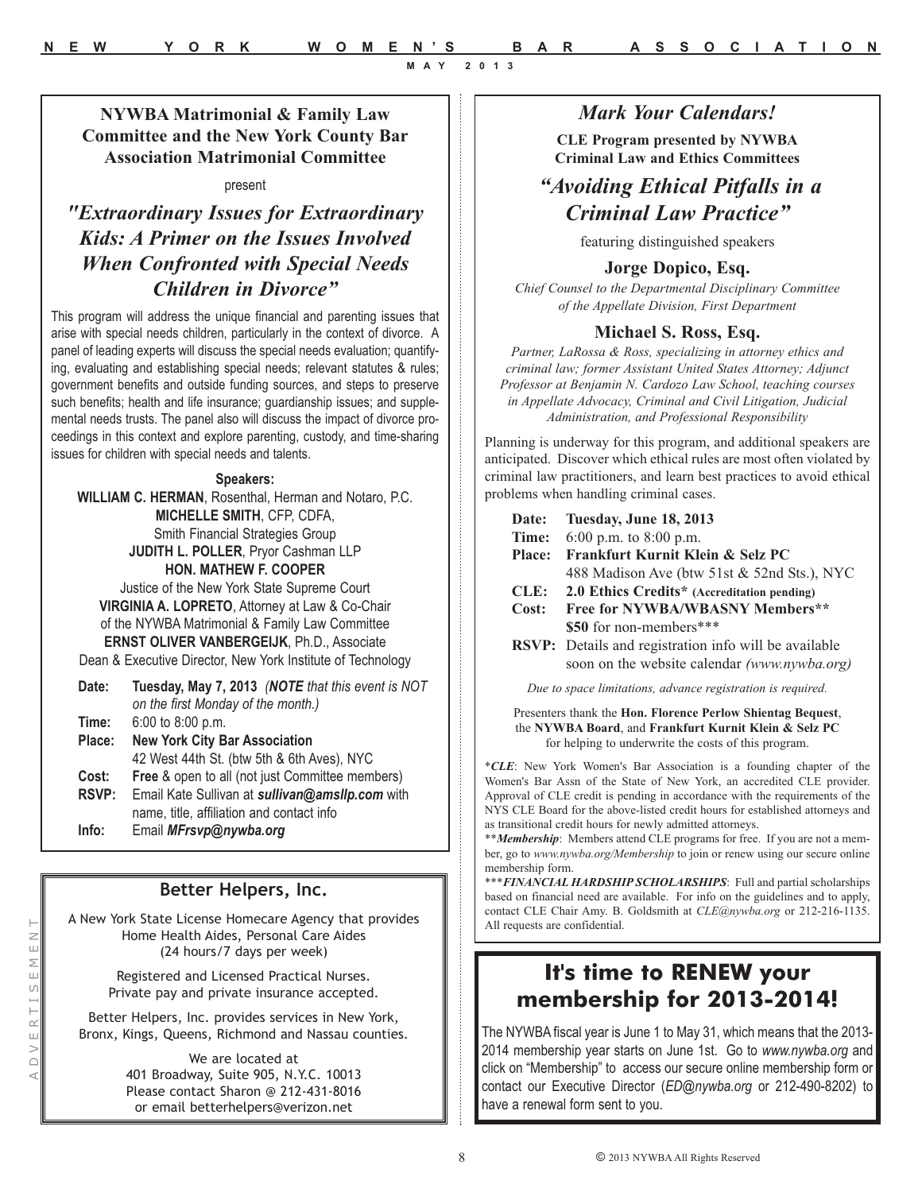**NYWBA Matrimonial & Family Law Committee and the New York County Bar Association Matrimonial Committee**

present

## *"Extraordinary Issues for Extraordinary Kids: A Primer on the Issues Involved When Confronted with Special Needs Children in Divorce"*

This program will address the unique financial and parenting issues that arise with special needs children, particularly in the context of divorce. A panel of leading experts will discuss the special needs evaluation; quantifying, evaluating and establishing special needs; relevant statutes & rules; government benefits and outside funding sources, and steps to preserve such benefits; health and life insurance; guardianship issues; and supplemental needs trusts. The panel also will discuss the impact of divorce proceedings in this context and explore parenting, custody, and time-sharing issues for children with special needs and talents.

**Speakers:**

**WILLIAM C. HERMAN**, Rosenthal, Herman and Notaro, P.C.
**MICHELLE SMITH**, CFP, CDFA, Smith Financial Strategies Group
**JUDITH L. POLLER**, Pryor Cashman LLP
**HON. MATHEW F. COOPER** Justice of the New York State Supreme Court
**VIRGINIA A. LOPRETO**, Attorney at Law & Co-Chair of the NYWBA Matrimonial & Family Law Committee
**ERNST OLIVER VANBERGEIJK**, Ph.D., Associate Dean & Executive Director, New York Institute of Technology

**Date:** **Tuesday, May 7, 2013** *(**NOTE** that this event is NOT on the first Monday of the month.)*
**Time:** 6:00 to 8:00 p.m.
**Place:** **New York City Bar Association**
42 West 44th St. (btw 5th & 6th Aves), NYC
**Cost:** **Free** & open to all (not just Committee members)
**RSVP:** Email Kate Sullivan at ***sullivan@amsllp.com*** with name, title, affiliation and contact info
**Info:** Email ***MFrsvp@nywba.org***

## Better Helpers, Inc.

A New York State License Homecare Agency that provides Home Health Aides, Personal Care Aides (24 hours/7 days per week)

Registered and Licensed Practical Nurses. Private pay and private insurance accepted.

Better Helpers, Inc. provides services in New York, Bronx, Kings, Queens, Richmond and Nassau counties.

We are located at
401 Broadway, Suite 905, N.Y.C. 10013
Please contact Sharon @ 212-431-8016
or email betterhelpers@verizon.net

ADVERTISEMENT

## *Mark Your Calendars!*

**CLE Program presented by NYWBA Criminal Law and Ethics Committees**

## *"Avoiding Ethical Pitfalls in a Criminal Law Practice"*

featuring distinguished speakers

### Jorge Dopico, Esq.

*Chief Counsel to the Departmental Disciplinary Committee of the Appellate Division, First Department*

### Michael S. Ross, Esq.

*Partner, LaRossa & Ross, specializing in attorney ethics and criminal law; former Assistant United States Attorney; Adjunct Professor at Benjamin N. Cardozo Law School, teaching courses in Appellate Advocacy, Criminal and Civil Litigation, Judicial Administration, and Professional Responsibility*

Planning is underway for this program, and additional speakers are anticipated. Discover which ethical rules are most often violated by criminal law practitioners, and learn best practices to avoid ethical problems when handling criminal cases.

**Date:** **Tuesday, June 18, 2013**
**Time:** 6:00 p.m. to 8:00 p.m.
**Place:** **Frankfurt Kurnit Klein & Selz PC**
488 Madison Ave (btw 51st & 52nd Sts.), NYC
**CLE:** **2.0 Ethics Credits\* (Accreditation pending)**
**Cost:** **Free for NYWBA/WBASNY Members\*\***
**$50** for non-members\*\*\*
**RSVP:** Details and registration info will be available soon on the website calendar *(www.nywba.org)*

*Due to space limitations, advance registration is required.*

Presenters thank the **Hon. Florence Perlow Shientag Bequest**, the **NYWBA Board**, and **Frankfurt Kurnit Klein & Selz PC** for helping to underwrite the costs of this program.

\****CLE***: New York Women's Bar Association is a founding chapter of the Women's Bar Assn of the State of New York, an accredited CLE provider. Approval of CLE credit is pending in accordance with the requirements of the NYS CLE Board for the above-listed credit hours for established attorneys and as transitional credit hours for newly admitted attorneys.

\*\****Membership***: Members attend CLE programs for free. If you are not a member, go to *www.nywba.org/Membership* to join or renew using our secure online membership form.

\*\*\****FINANCIAL HARDSHIP SCHOLARSHIPS***: Full and partial scholarships based on financial need are available. For info on the guidelines and to apply, contact CLE Chair Amy. B. Goldsmith at *CLE@nywba.org* or 212-216-1135. All requests are confidential.

## It's time to RENEW your membership for 2013-2014!

The NYWBA fiscal year is June 1 to May 31, which means that the 2013-2014 membership year starts on June 1st. Go to *www.nywba.org* and click on "Membership" to access our secure online membership form or contact our Executive Director (*ED@nywba.org* or 212-490-8202) to have a renewal form sent to you.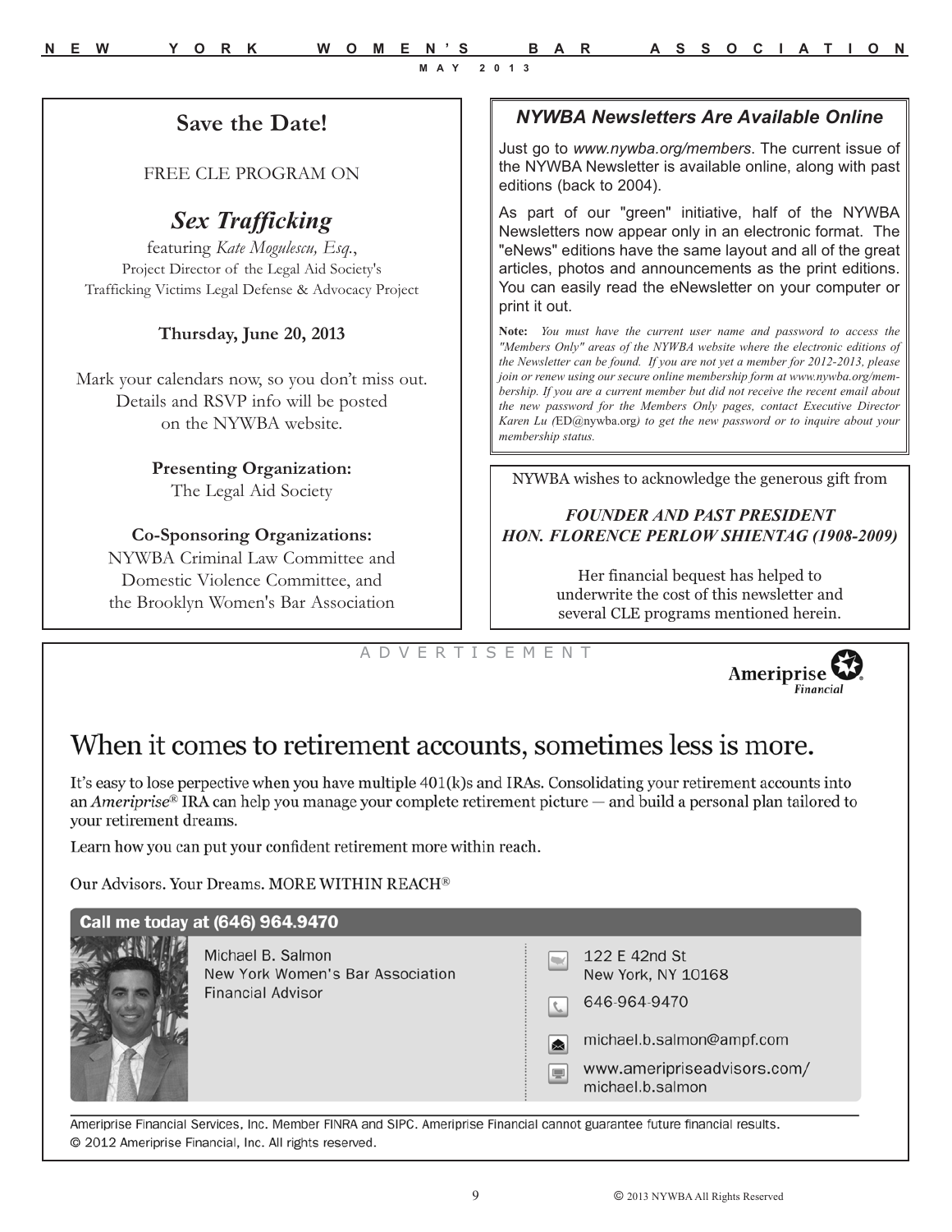## Save the Date!

FREE CLE PROGRAM ON

### *Sex Trafficking*

featuring *Kate Mogulescu, Esq.*,
Project Director of the Legal Aid Society's Trafficking Victims Legal Defense & Advocacy Project

**Thursday, June 20, 2013**

Mark your calendars now, so you don't miss out. Details and RSVP info will be posted on the NYWBA website.

**Presenting Organization:**
The Legal Aid Society

**Co-Sponsoring Organizations:**
NYWBA Criminal Law Committee and Domestic Violence Committee, and the Brooklyn Women's Bar Association

## *NYWBA Newsletters Are Available Online*

Just go to *www.nywba.org/members*. The current issue of the NYWBA Newsletter is available online, along with past editions (back to 2004).

As part of our "green" initiative, half of the NYWBA Newsletters now appear only in an electronic format. The "eNews" editions have the same layout and all of the great articles, photos and announcements as the print editions. You can easily read the eNewsletter on your computer or print it out.

**Note:** *You must have the current user name and password to access the "Members Only" areas of the NYWBA website where the electronic editions of the Newsletter can be found. If you are not yet a member for 2012-2013, please join or renew using our secure online membership form at www.nywba.org/membership. If you are a current member but did not receive the recent email about the new password for the Members Only pages, contact Executive Director Karen Lu (*ED@nywba.org*) to get the new password or to inquire about your membership status.*

NYWBA wishes to acknowledge the generous gift from

***FOUNDER AND PAST PRESIDENT***
***HON. FLORENCE PERLOW SHIENTAG (1908-2009)***

Her financial bequest has helped to underwrite the cost of this newsletter and several CLE programs mentioned herein.

ADVERTISEMENT

Ameriprise Financial

## When it comes to retirement accounts, sometimes less is more.

It's easy to lose perpective when you have multiple 401(k)s and IRAs. Consolidating your retirement accounts into an *Ameriprise*® IRA can help you manage your complete retirement picture — and build a personal plan tailored to your retirement dreams.

Learn how you can put your confident retirement more within reach.

Our Advisors. Your Dreams. MORE WITHIN REACH®

**Call me today at (646) 964.9470**

Michael B. Salmon
New York Women's Bar Association
Financial Advisor

122 E 42nd St
New York, NY 10168

646-964-9470

michael.b.salmon@ampf.com

www.ameripriseadvisors.com/michael.b.salmon

Ameriprise Financial Services, Inc. Member FINRA and SIPC. Ameriprise Financial cannot guarantee future financial results.
© 2012 Ameriprise Financial, Inc. All rights reserved.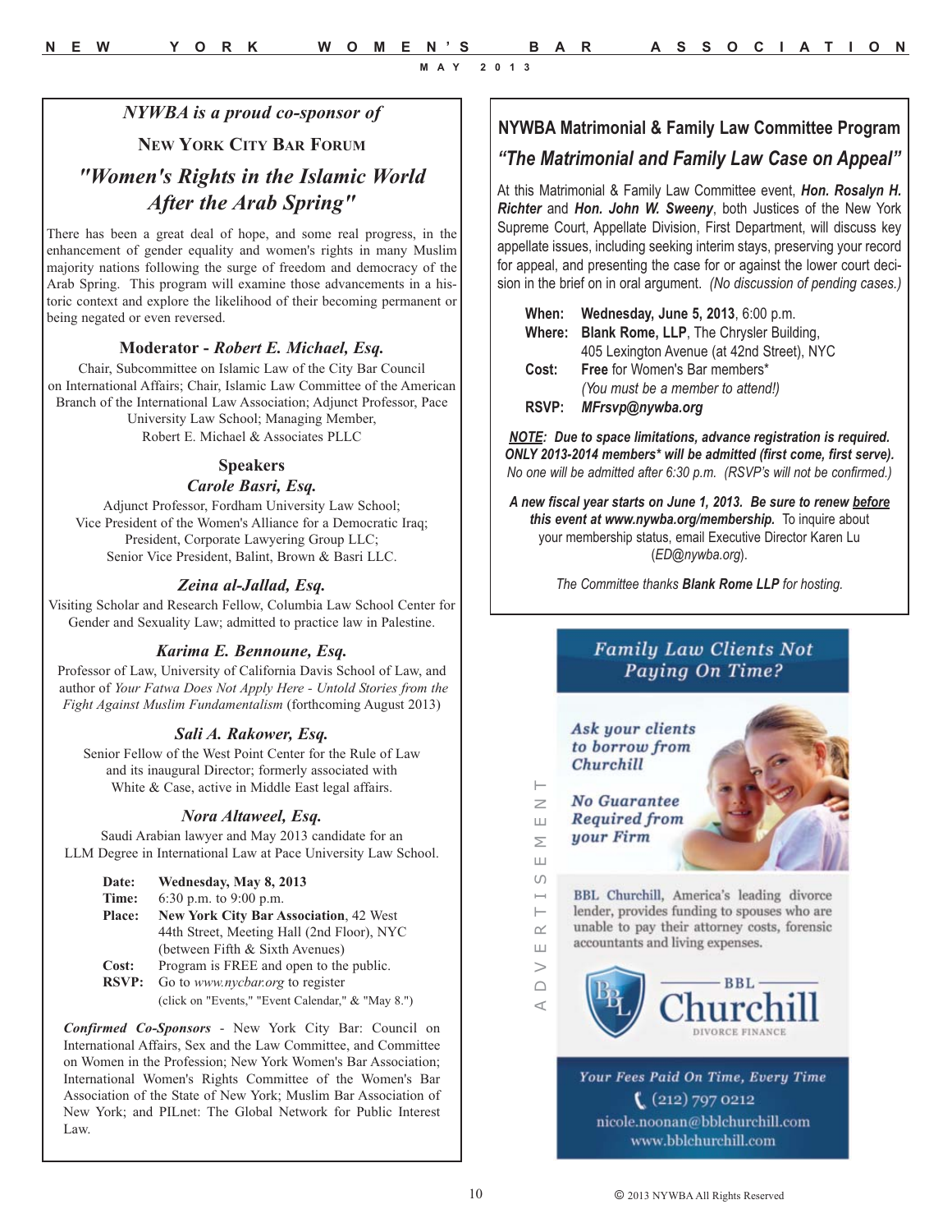*NYWBA is a proud co-sponsor of*

## New York City Bar Forum

## *"Women's Rights in the Islamic World After the Arab Spring"*

There has been a great deal of hope, and some real progress, in the enhancement of gender equality and women's rights in many Muslim majority nations following the surge of freedom and democracy of the Arab Spring. This program will examine those advancements in a historic context and explore the likelihood of their becoming permanent or being negated or even reversed.

### Moderator - *Robert E. Michael, Esq.*

Chair, Subcommittee on Islamic Law of the City Bar Council on International Affairs; Chair, Islamic Law Committee of the American Branch of the International Law Association; Adjunct Professor, Pace University Law School; Managing Member, Robert E. Michael & Associates PLLC

### Speakers

#### *Carole Basri, Esq.*

Adjunct Professor, Fordham University Law School; Vice President of the Women's Alliance for a Democratic Iraq; President, Corporate Lawyering Group LLC; Senior Vice President, Balint, Brown & Basri LLC.

#### *Zeina al-Jallad, Esq.*

Visiting Scholar and Research Fellow, Columbia Law School Center for Gender and Sexuality Law; admitted to practice law in Palestine.

#### *Karima E. Bennoune, Esq.*

Professor of Law, University of California Davis School of Law, and author of *Your Fatwa Does Not Apply Here - Untold Stories from the Fight Against Muslim Fundamentalism* (forthcoming August 2013)

#### *Sali A. Rakower, Esq.*

Senior Fellow of the West Point Center for the Rule of Law and its inaugural Director; formerly associated with White & Case, active in Middle East legal affairs.

#### *Nora Altaweel, Esq.*

Saudi Arabian lawyer and May 2013 candidate for an LLM Degree in International Law at Pace University Law School.

**Date:** **Wednesday, May 8, 2013**
**Time:** 6:30 p.m. to 9:00 p.m.
**Place:** **New York City Bar Association**, 42 West 44th Street, Meeting Hall (2nd Floor), NYC (between Fifth & Sixth Avenues)
**Cost:** Program is FREE and open to the public.
**RSVP:** Go to *www.nycbar.org* to register (click on "Events," "Event Calendar," & "May 8.")

***Confirmed Co-Sponsors*** - New York City Bar: Council on International Affairs, Sex and the Law Committee, and Committee on Women in the Profession; New York Women's Bar Association; International Women's Rights Committee of the Women's Bar Association of the State of New York; Muslim Bar Association of New York; and PILnet: The Global Network for Public Interest Law.

## NYWBA Matrimonial & Family Law Committee Program

## *"The Matrimonial and Family Law Case on Appeal"*

At this Matrimonial & Family Law Committee event, ***Hon. Rosalyn H. Richter*** and ***Hon. John W. Sweeny***, both Justices of the New York Supreme Court, Appellate Division, First Department, will discuss key appellate issues, including seeking interim stays, preserving your record for appeal, and presenting the case for or against the lower court decision in the brief on in oral argument. *(No discussion of pending cases.)*

**When:** **Wednesday, June 5, 2013**, 6:00 p.m.
**Where:** **Blank Rome, LLP**, The Chrysler Building, 405 Lexington Avenue (at 42nd Street), NYC
**Cost:** **Free** for Women's Bar members* *(You must be a member to attend!)*
**RSVP:** ***MFrsvp@nywba.org***

***NOTE: Due to space limitations, advance registration is required. ONLY 2013-2014 members* will be admitted (first come, first serve).*** *No one will be admitted after 6:30 p.m. (RSVP's will not be confirmed.)*

***A new fiscal year starts on June 1, 2013. Be sure to renew before this event at www.nywba.org/membership.*** To inquire about your membership status, email Executive Director Karen Lu (*ED@nywba.org*).

*The Committee thanks* ***Blank Rome LLP*** *for hosting.*

ADVERTISEMENT

*Family Law Clients Not Paying On Time?*

*Ask your clients to borrow from Churchill*

*No Guarantee Required from your Firm*

BBL Churchill, America's leading divorce lender, provides funding to spouses who are unable to pay their attorney costs, forensic accountants and living expenses.

BBL Churchill DIVORCE FINANCE

*Your Fees Paid On Time, Every Time*

(212) 797 0212
nicole.noonan@bblchurchill.com
www.bblchurchill.com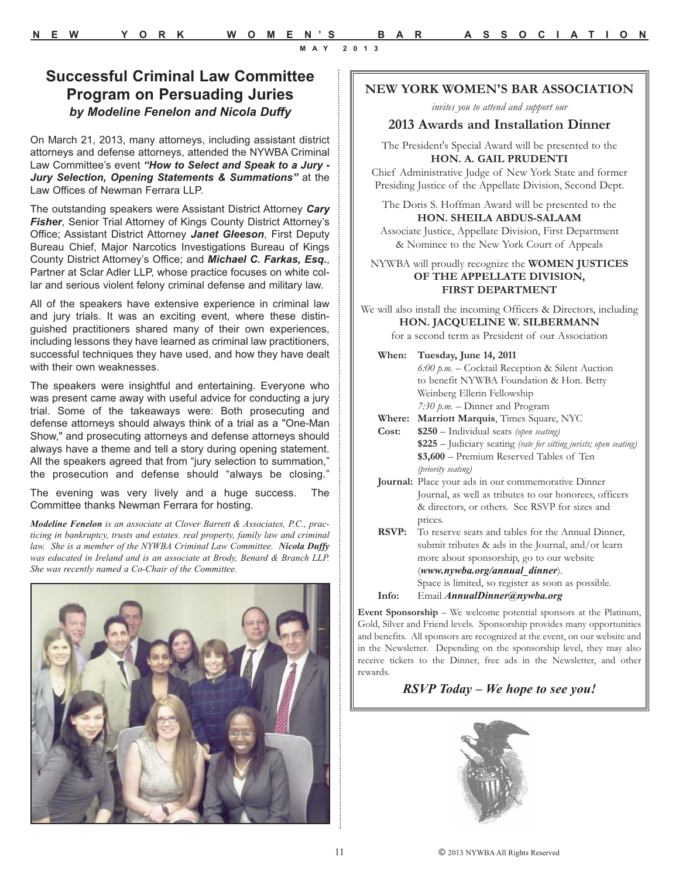## Successful Criminal Law Committee Program on Persuading Juries

***by Modeline Fenelon and Nicola Duffy***

On March 21, 2013, many attorneys, including assistant district attorneys and defense attorneys, attended the NYWBA Criminal Law Committee's event ***"How to Select and Speak to a Jury - Jury Selection, Opening Statements & Summations"*** at the Law Offices of Newman Ferrara LLP.

The outstanding speakers were Assistant District Attorney ***Cary Fisher***, Senior Trial Attorney of Kings County District Attorney's Office; Assistant District Attorney ***Janet Gleeson***, First Deputy Bureau Chief, Major Narcotics Investigations Bureau of Kings County District Attorney's Office; and ***Michael C. Farkas, Esq.***, Partner at Sclar Adler LLP, whose practice focuses on white collar and serious violent felony criminal defense and military law.

All of the speakers have extensive experience in criminal law and jury trials. It was an exciting event, where these distinguished practitioners shared many of their own experiences, including lessons they have learned as criminal law practitioners, successful techniques they have used, and how they have dealt with their own weaknesses.

The speakers were insightful and entertaining. Everyone who was present came away with useful advice for conducting a jury trial. Some of the takeaways were: Both prosecuting and defense attorneys should always think of a trial as a "One-Man Show," and prosecuting attorneys and defense attorneys should always have a theme and tell a story during opening statement. All the speakers agreed that from "jury selection to summation," the prosecution and defense should "always be closing."

The evening was very lively and a huge success. The Committee thanks Newman Ferrara for hosting.

***Modeline Fenelon*** *is an associate at Clover Barrett & Associates, P.C., practicing in bankruptcy, trusts and estates. real property, family law and criminal law. She is a member of the NYWBA Criminal Law Committee.* ***Nicola Duffy*** *was educated in Ireland and is an associate at Brody, Benard & Branch LLP. She was recently named a Co-Chair of the Committee.*

---

### NEW YORK WOMEN'S BAR ASSOCIATION

*invites you to attend and support our*

### 2013 Awards and Installation Dinner

The President's Special Award will be presented to the
**HON. A. GAIL PRUDENTI**
Chief Administrative Judge of New York State and former Presiding Justice of the Appellate Division, Second Dept.

The Doris S. Hoffman Award will be presented to the
**HON. SHEILA ABDUS-SALAAM**
Associate Justice, Appellate Division, First Department & Nominee to the New York Court of Appeals

NYWBA will proudly recognize the **WOMEN JUSTICES OF THE APPELLATE DIVISION, FIRST DEPARTMENT**

We will also install the incoming Officers & Directors, including
**HON. JACQUELINE W. SILBERMANN**
for a second term as President of our Association

**When:** **Tuesday, June 14, 2011**
*6:00 p.m.* – Cocktail Reception & Silent Auction to benefit NYWBA Foundation & Hon. Betty Weinberg Ellerin Fellowship
*7:30 p.m.* – Dinner and Program

**Where:** **Marriott Marquis**, Times Square, NYC

**Cost:** **$250** – Individual seats *(open seating)*
**$225** – Judiciary seating *(rate for sitting jurists; open seating)*
**$3,600** – Premium Reserved Tables of Ten *(priority seating)*

**Journal:** Place your ads in our commemorative Dinner Journal, as well as tributes to our honorees, officers & directors, or others. See RSVP for sizes and prices.

**RSVP:** To reserve seats and tables for the Annual Dinner, submit tributes & ads in the Journal, and/or learn more about sponsorship, go to our website (***www.nywba.org/annual_dinner***). Space is limited, so register as soon as possible.

**Info:** Email ***AnnualDinner@nywba.org***

**Event Sponsorship** – We welcome potential sponsors at the Platinum, Gold, Silver and Friend levels. Sponsorship provides many opportunities and benefits. All sponsors are recognized at the event, on our website and in the Newsletter. Depending on the sponsorship level, they may also receive tickets to the Dinner, free ads in the Newsletter, and other rewards.

***RSVP Today – We hope to see you!***

© 2013 NYWBA All Rights Reserved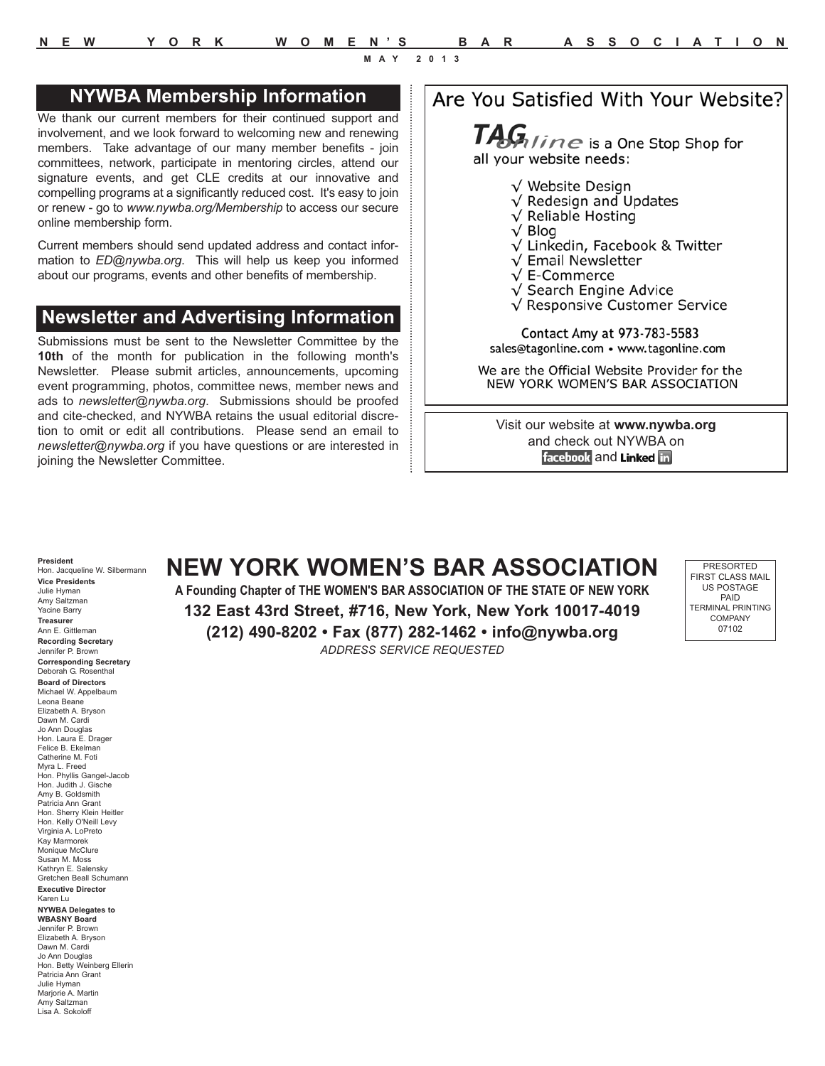## NYWBA Membership Information

We thank our current members for their continued support and involvement, and we look forward to welcoming new and renewing members. Take advantage of our many member benefits - join committees, network, participate in mentoring circles, attend our signature events, and get CLE credits at our innovative and compelling programs at a significantly reduced cost. It's easy to join or renew - go to *www.nywba.org/Membership* to access our secure online membership form.

Current members should send updated address and contact information to *ED@nywba.org*. This will help us keep you informed about our programs, events and other benefits of membership.

## Newsletter and Advertising Information

Submissions must be sent to the Newsletter Committee by the **10th** of the month for publication in the following month's Newsletter. Please submit articles, announcements, upcoming event programming, photos, committee news, member news and ads to *newsletter@nywba.org*. Submissions should be proofed and cite-checked, and NYWBA retains the usual editorial discretion to omit or edit all contributions. Please send an email to *newsletter@nywba.org* if you have questions or are interested in joining the Newsletter Committee.

## Are You Satisfied With Your Website?

**TAG***online* is a One Stop Shop for all your website needs:

- √ Website Design
- √ Redesign and Updates
- √ Reliable Hosting
- √ Blog
- √ Linkedin, Facebook & Twitter
- √ Email Newsletter
- √ E-Commerce
- √ Search Engine Advice
- √ Responsive Customer Service

Contact Amy at 973-783-5583
sales@tagonline.com • www.tagonline.com

We are the Official Website Provider for the NEW YORK WOMEN'S BAR ASSOCIATION

Visit our website at **www.nywba.org** and check out NYWBA on facebook and LinkedIn

**President**
Hon. Jacqueline W. Silbermann

**Vice Presidents**
Julie Hyman
Amy Saltzman
Yacine Barry

**Treasurer**
Ann E. Gittleman

**Recording Secretary**
Jennifer P. Brown

**Corresponding Secretary**
Deborah G. Rosenthal

**Board of Directors**
Michael W. Appelbaum
Leona Beane
Elizabeth A. Bryson
Dawn M. Cardi
Jo Ann Douglas
Hon. Laura E. Drager
Felice B. Ekelman
Catherine M. Foti
Myra L. Freed
Hon. Phyllis Gangel-Jacob
Hon. Judith J. Gische
Amy B. Goldsmith
Patricia Ann Grant
Hon. Sherry Klein Heitler
Hon. Kelly O'Neill Levy
Virginia A. LoPreto
Kay Marmorek
Monique McClure
Susan M. Moss
Kathryn E. Salensky
Gretchen Beall Schumann

**Executive Director**
Karen Lu

**NYWBA Delegates to WBASNY Board**
Jennifer P. Brown
Elizabeth A. Bryson
Dawn M. Cardi
Jo Ann Douglas
Hon. Betty Weinberg Ellerin
Patricia Ann Grant
Julie Hyman
Marjorie A. Martin
Amy Saltzman
Lisa A. Sokoloff

# NEW YORK WOMEN'S BAR ASSOCIATION

**A Founding Chapter of THE WOMEN'S BAR ASSOCIATION OF THE STATE OF NEW YORK**

**132 East 43rd Street, #716, New York, New York 10017-4019**

**(212) 490-8202 • Fax (877) 282-1462 • info@nywba.org**

*ADDRESS SERVICE REQUESTED*

PRESORTED
FIRST CLASS MAIL
US POSTAGE
PAID
TERMINAL PRINTING
COMPANY
07102